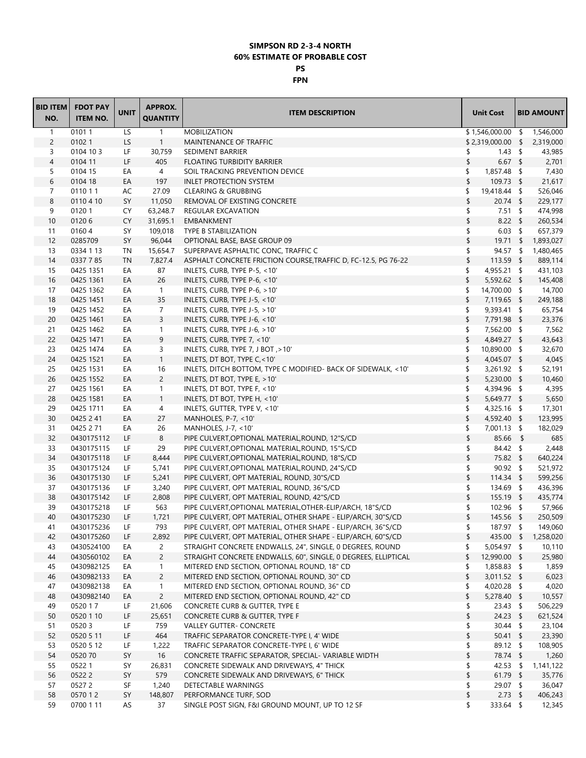**SIMPSON RD 2-3-4 NORTH**

**60% ESTIMATE OF PROBABLE COST**

**PS**

**FPN**

| BID ITEM NO. | FDOT PAY ITEM NO. | UNIT | APPROX. QUANTITY | ITEM DESCRIPTION | Unit Cost | BID AMOUNT |
|---|---|---|---|---|---|---|
| 1 | 0101 1 | LS | 1 | MOBILIZATION | $ 1,546,000.00 | $ 1,546,000 |
| 2 | 0102 1 | LS | 1 | MAINTENANCE OF TRAFFIC | $ 2,319,000.00 | $ 2,319,000 |
| 3 | 0104 10 3 | LF | 30,759 | SEDIMENT BARRIER | $ 1.43 | $ 43,985 |
| 4 | 0104 11 | LF | 405 | FLOATING TURBIDITY BARRIER | $ 6.67 | $ 2,701 |
| 5 | 0104 15 | EA | 4 | SOIL TRACKING PREVENTION DEVICE | $ 1,857.48 | $ 7,430 |
| 6 | 0104 18 | EA | 197 | INLET PROTECTION SYSTEM | $ 109.73 | $ 21,617 |
| 7 | 0110 1 1 | AC | 27.09 | CLEARING & GRUBBING | $ 19,418.44 | $ 526,046 |
| 8 | 0110 4 10 | SY | 11,050 | REMOVAL OF EXISTING CONCRETE | $ 20.74 | $ 229,177 |
| 9 | 0120 1 | CY | 63,248.7 | REGULAR EXCAVATION | $ 7.51 | $ 474,998 |
| 10 | 0120 6 | CY | 31,695.1 | EMBANKMENT | $ 8.22 | $ 260,534 |
| 11 | 0160 4 | SY | 109,018 | TYPE B STABILIZATION | $ 6.03 | $ 657,379 |
| 12 | 0285709 | SY | 96,044 | OPTIONAL BASE, BASE GROUP 09 | $ 19.71 | $ 1,893,027 |
| 13 | 0334 1 13 | TN | 15,654.7 | SUPERPAVE ASPHALTIC CONC, TRAFFIC C | $ 94.57 | $ 1,480,465 |
| 14 | 0337 7 85 | TN | 7,827.4 | ASPHALT CONCRETE FRICTION COURSE,TRAFFIC D, FC-12.5, PG 76-22 | $ 113.59 | $ 889,114 |
| 15 | 0425 1351 | EA | 87 | INLETS, CURB, TYPE P-5, <10' | $ 4,955.21 | $ 431,103 |
| 16 | 0425 1361 | EA | 26 | INLETS, CURB, TYPE P-6, <10' | $ 5,592.62 | $ 145,408 |
| 17 | 0425 1362 | EA | 1 | INLETS, CURB, TYPE P-6, >10' | $ 14,700.00 | $ 14,700 |
| 18 | 0425 1451 | EA | 35 | INLETS, CURB, TYPE J-5, <10' | $ 7,119.65 | $ 249,188 |
| 19 | 0425 1452 | EA | 7 | INLETS, CURB, TYPE J-5, >10' | $ 9,393.41 | $ 65,754 |
| 20 | 0425 1461 | EA | 3 | INLETS, CURB, TYPE J-6, <10' | $ 7,791.98 | $ 23,376 |
| 21 | 0425 1462 | EA | 1 | INLETS, CURB, TYPE J-6, >10' | $ 7,562.00 | $ 7,562 |
| 22 | 0425 1471 | EA | 9 | INLETS, CURB, TYPE 7, <10' | $ 4,849.27 | $ 43,643 |
| 23 | 0425 1474 | EA | 3 | INLETS, CURB, TYPE 7, J BOT ,>10' | $ 10,890.00 | $ 32,670 |
| 24 | 0425 1521 | EA | 1 | INLETS, DT BOT, TYPE C,<10' | $ 4,045.07 | $ 4,045 |
| 25 | 0425 1531 | EA | 16 | INLETS, DITCH BOTTOM, TYPE C MODIFIED- BACK OF SIDEWALK, <10' | $ 3,261.92 | $ 52,191 |
| 26 | 0425 1552 | EA | 2 | INLETS, DT BOT, TYPE E, >10' | $ 5,230.00 | $ 10,460 |
| 27 | 0425 1561 | EA | 1 | INLETS, DT BOT, TYPE F, <10' | $ 4,394.96 | $ 4,395 |
| 28 | 0425 1581 | EA | 1 | INLETS, DT BOT, TYPE H, <10' | $ 5,649.77 | $ 5,650 |
| 29 | 0425 1711 | EA | 4 | INLETS, GUTTER, TYPE V, <10' | $ 4,325.16 | $ 17,301 |
| 30 | 0425 2 41 | EA | 27 | MANHOLES, P-7, <10' | $ 4,592.40 | $ 123,995 |
| 31 | 0425 2 71 | EA | 26 | MANHOLES, J-7, <10' | $ 7,001.13 | $ 182,029 |
| 32 | 0430175112 | LF | 8 | PIPE CULVERT,OPTIONAL MATERIAL,ROUND, 12"S/CD | $ 85.66 | $ 685 |
| 33 | 0430175115 | LF | 29 | PIPE CULVERT,OPTIONAL MATERIAL,ROUND, 15"S/CD | $ 84.42 | $ 2,448 |
| 34 | 0430175118 | LF | 8,444 | PIPE CULVERT,OPTIONAL MATERIAL,ROUND, 18"S/CD | $ 75.82 | $ 640,224 |
| 35 | 0430175124 | LF | 5,741 | PIPE CULVERT,OPTIONAL MATERIAL,ROUND, 24"S/CD | $ 90.92 | $ 521,972 |
| 36 | 0430175130 | LF | 5,241 | PIPE CULVERT, OPT MATERIAL, ROUND, 30"S/CD | $ 114.34 | $ 599,256 |
| 37 | 0430175136 | LF | 3,240 | PIPE CULVERT, OPT MATERIAL, ROUND, 36"S/CD | $ 134.69 | $ 436,396 |
| 38 | 0430175142 | LF | 2,808 | PIPE CULVERT, OPT MATERIAL, ROUND, 42"S/CD | $ 155.19 | $ 435,774 |
| 39 | 0430175218 | LF | 563 | PIPE CULVERT,OPTIONAL MATERIAL,OTHER-ELIP/ARCH, 18"S/CD | $ 102.96 | $ 57,966 |
| 40 | 0430175230 | LF | 1,721 | PIPE CULVERT, OPT MATERIAL, OTHER SHAPE - ELIP/ARCH, 30"S/CD | $ 145.56 | $ 250,509 |
| 41 | 0430175236 | LF | 793 | PIPE CULVERT, OPT MATERIAL, OTHER SHAPE - ELIP/ARCH, 36"S/CD | $ 187.97 | $ 149,060 |
| 42 | 0430175260 | LF | 2,892 | PIPE CULVERT, OPT MATERIAL, OTHER SHAPE - ELIP/ARCH, 60"S/CD | $ 435.00 | $ 1,258,020 |
| 43 | 0430524100 | EA | 2 | STRAIGHT CONCRETE ENDWALLS, 24", SINGLE, 0 DEGREES, ROUND | $ 5,054.97 | $ 10,110 |
| 44 | 0430560102 | EA | 2 | STRAIGHT CONCRETE ENDWALLS, 60", SINGLE, 0 DEGREES, ELLIPTICAL | $ 12,990.00 | $ 25,980 |
| 45 | 0430982125 | EA | 1 | MITERED END SECTION, OPTIONAL ROUND, 18" CD | $ 1,858.83 | $ 1,859 |
| 46 | 0430982133 | EA | 2 | MITERED END SECTION, OPTIONAL ROUND, 30" CD | $ 3,011.52 | $ 6,023 |
| 47 | 0430982138 | EA | 1 | MITERED END SECTION, OPTIONAL ROUND, 36" CD | $ 4,020.28 | $ 4,020 |
| 48 | 0430982140 | EA | 2 | MITERED END SECTION, OPTIONAL ROUND, 42" CD | $ 5,278.40 | $ 10,557 |
| 49 | 0520 1 7 | LF | 21,606 | CONCRETE CURB & GUTTER, TYPE E | $ 23.43 | $ 506,229 |
| 50 | 0520 1 10 | LF | 25,651 | CONCRETE CURB & GUTTER, TYPE F | $ 24.23 | $ 621,524 |
| 51 | 0520 3 | LF | 759 | VALLEY GUTTER- CONCRETE | $ 30.44 | $ 23,104 |
| 52 | 0520 5 11 | LF | 464 | TRAFFIC SEPARATOR CONCRETE-TYPE I, 4' WIDE | $ 50.41 | $ 23,390 |
| 53 | 0520 5 12 | LF | 1,222 | TRAFFIC SEPARATOR CONCRETE-TYPE I, 6' WIDE | $ 89.12 | $ 108,905 |
| 54 | 0520 70 | SY | 16 | CONCRETE TRAFFIC SEPARATOR, SPECIAL- VARIABLE WIDTH | $ 78.74 | $ 1,260 |
| 55 | 0522 1 | SY | 26,831 | CONCRETE SIDEWALK AND DRIVEWAYS, 4" THICK | $ 42.53 | $ 1,141,122 |
| 56 | 0522 2 | SY | 579 | CONCRETE SIDEWALK AND DRIVEWAYS, 6" THICK | $ 61.79 | $ 35,776 |
| 57 | 0527 2 | SF | 1,240 | DETECTABLE WARNINGS | $ 29.07 | $ 36,047 |
| 58 | 0570 1 2 | SY | 148,807 | PERFORMANCE TURF, SOD | $ 2.73 | $ 406,243 |
| 59 | 0700 1 11 | AS | 37 | SINGLE POST SIGN, F&I GROUND MOUNT, UP TO 12 SF | $ 333.64 | $ 12,345 |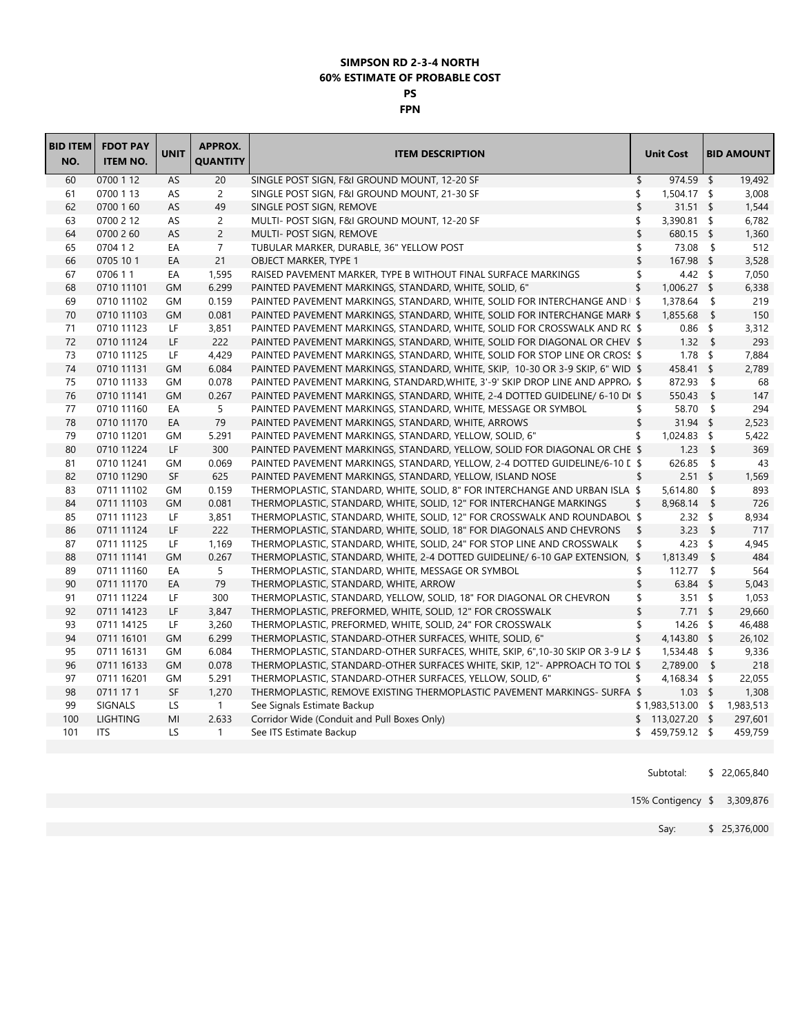**SIMPSON RD 2-3-4 NORTH**

**60% ESTIMATE OF PROBABLE COST**

**PS**

**FPN**

| BID ITEM NO. | FDOT PAY ITEM NO. | UNIT | APPROX. QUANTITY | ITEM DESCRIPTION | Unit Cost | BID AMOUNT |
|---|---|---|---|---|---|---|
| 60 | 0700 1 12 | AS | 20 | SINGLE POST SIGN, F&I GROUND MOUNT, 12-20 SF | $ 974.59 | $ 19,492 |
| 61 | 0700 1 13 | AS | 2 | SINGLE POST SIGN, F&I GROUND MOUNT, 21-30 SF | $ 1,504.17 | $ 3,008 |
| 62 | 0700 1 60 | AS | 49 | SINGLE POST SIGN, REMOVE | $ 31.51 | $ 1,544 |
| 63 | 0700 2 12 | AS | 2 | MULTI- POST SIGN, F&I GROUND MOUNT, 12-20 SF | $ 3,390.81 | $ 6,782 |
| 64 | 0700 2 60 | AS | 2 | MULTI- POST SIGN, REMOVE | $ 680.15 | $ 1,360 |
| 65 | 0704 1 2 | EA | 7 | TUBULAR MARKER, DURABLE, 36" YELLOW POST | $ 73.08 | $ 512 |
| 66 | 0705 10 1 | EA | 21 | OBJECT MARKER, TYPE 1 | $ 167.98 | $ 3,528 |
| 67 | 0706 1 1 | EA | 1,595 | RAISED PAVEMENT MARKER, TYPE B WITHOUT FINAL SURFACE MARKINGS | $ 4.42 | $ 7,050 |
| 68 | 0710 11101 | GM | 6.299 | PAINTED PAVEMENT MARKINGS, STANDARD, WHITE, SOLID, 6" | $ 1,006.27 | $ 6,338 |
| 69 | 0710 11102 | GM | 0.159 | PAINTED PAVEMENT MARKINGS, STANDARD, WHITE, SOLID FOR INTERCHANGE AND I | $ 1,378.64 | $ 219 |
| 70 | 0710 11103 | GM | 0.081 | PAINTED PAVEMENT MARKINGS, STANDARD, WHITE, SOLID FOR INTERCHANGE MARK | $ 1,855.68 | $ 150 |
| 71 | 0710 11123 | LF | 3,851 | PAINTED PAVEMENT MARKINGS, STANDARD, WHITE, SOLID FOR CROSSWALK AND RC | $ 0.86 | $ 3,312 |
| 72 | 0710 11124 | LF | 222 | PAINTED PAVEMENT MARKINGS, STANDARD, WHITE, SOLID FOR DIAGONAL OR CHEV | $ 1.32 | $ 293 |
| 73 | 0710 11125 | LF | 4,429 | PAINTED PAVEMENT MARKINGS, STANDARD, WHITE, SOLID FOR STOP LINE OR CROSS | $ 1.78 | $ 7,884 |
| 74 | 0710 11131 | GM | 6.084 | PAINTED PAVEMENT MARKINGS, STANDARD, WHITE, SKIP, 10-30 OR 3-9 SKIP, 6" WID | $ 458.41 | $ 2,789 |
| 75 | 0710 11133 | GM | 0.078 | PAINTED PAVEMENT MARKING, STANDARD,WHITE, 3'-9' SKIP DROP LINE AND APPRO. | $ 872.93 | $ 68 |
| 76 | 0710 11141 | GM | 0.267 | PAINTED PAVEMENT MARKINGS, STANDARD, WHITE, 2-4 DOTTED GUIDELINE/ 6-10 D | $ 550.43 | $ 147 |
| 77 | 0710 11160 | EA | 5 | PAINTED PAVEMENT MARKINGS, STANDARD, WHITE, MESSAGE OR SYMBOL | $ 58.70 | $ 294 |
| 78 | 0710 11170 | EA | 79 | PAINTED PAVEMENT MARKINGS, STANDARD, WHITE, ARROWS | $ 31.94 | $ 2,523 |
| 79 | 0710 11201 | GM | 5.291 | PAINTED PAVEMENT MARKINGS, STANDARD, YELLOW, SOLID, 6" | $ 1,024.83 | $ 5,422 |
| 80 | 0710 11224 | LF | 300 | PAINTED PAVEMENT MARKINGS, STANDARD, YELLOW, SOLID FOR DIAGONAL OR CHE | $ 1.23 | $ 369 |
| 81 | 0710 11241 | GM | 0.069 | PAINTED PAVEMENT MARKINGS, STANDARD, YELLOW, 2-4 DOTTED GUIDELINE/6-10 D | $ 626.85 | $ 43 |
| 82 | 0710 11290 | SF | 625 | PAINTED PAVEMENT MARKINGS, STANDARD, YELLOW, ISLAND NOSE | $ 2.51 | $ 1,569 |
| 83 | 0711 11102 | GM | 0.159 | THERMOPLASTIC, STANDARD, WHITE, SOLID, 8" FOR INTERCHANGE AND URBAN ISLA | $ 5,614.80 | $ 893 |
| 84 | 0711 11103 | GM | 0.081 | THERMOPLASTIC, STANDARD, WHITE, SOLID, 12" FOR INTERCHANGE MARKINGS | $ 8,968.14 | $ 726 |
| 85 | 0711 11123 | LF | 3,851 | THERMOPLASTIC, STANDARD, WHITE, SOLID, 12" FOR CROSSWALK AND ROUNDABOU | $ 2.32 | $ 8,934 |
| 86 | 0711 11124 | LF | 222 | THERMOPLASTIC, STANDARD, WHITE, SOLID, 18" FOR DIAGONALS AND CHEVRONS | $ 3.23 | $ 717 |
| 87 | 0711 11125 | LF | 1,169 | THERMOPLASTIC, STANDARD, WHITE, SOLID, 24" FOR STOP LINE AND CROSSWALK | $ 4.23 | $ 4,945 |
| 88 | 0711 11141 | GM | 0.267 | THERMOPLASTIC, STANDARD, WHITE, 2-4 DOTTED GUIDELINE/ 6-10 GAP EXTENSION, | $ 1,813.49 | $ 484 |
| 89 | 0711 11160 | EA | 5 | THERMOPLASTIC, STANDARD, WHITE, MESSAGE OR SYMBOL | $ 112.77 | $ 564 |
| 90 | 0711 11170 | EA | 79 | THERMOPLASTIC, STANDARD, WHITE, ARROW | $ 63.84 | $ 5,043 |
| 91 | 0711 11224 | LF | 300 | THERMOPLASTIC, STANDARD, YELLOW, SOLID, 18" FOR DIAGONAL OR CHEVRON | $ 3.51 | $ 1,053 |
| 92 | 0711 14123 | LF | 3,847 | THERMOPLASTIC, PREFORMED, WHITE, SOLID, 12" FOR CROSSWALK | $ 7.71 | $ 29,660 |
| 93 | 0711 14125 | LF | 3,260 | THERMOPLASTIC, PREFORMED, WHITE, SOLID, 24" FOR CROSSWALK | $ 14.26 | $ 46,488 |
| 94 | 0711 16101 | GM | 6.299 | THERMOPLASTIC, STANDARD-OTHER SURFACES, WHITE, SOLID, 6" | $ 4,143.80 | $ 26,102 |
| 95 | 0711 16131 | GM | 6.084 | THERMOPLASTIC, STANDARD-OTHER SURFACES, WHITE, SKIP, 6",10-30 SKIP OR 3-9 LA | $ 1,534.48 | $ 9,336 |
| 96 | 0711 16133 | GM | 0.078 | THERMOPLASTIC, STANDARD-OTHER SURFACES WHITE, SKIP, 12"- APPROACH TO TOL | $ 2,789.00 | $ 218 |
| 97 | 0711 16201 | GM | 5.291 | THERMOPLASTIC, STANDARD-OTHER SURFACES, YELLOW, SOLID, 6" | $ 4,168.34 | $ 22,055 |
| 98 | 0711 17 1 | SF | 1,270 | THERMOPLASTIC, REMOVE EXISTING THERMOPLASTIC PAVEMENT MARKINGS- SURFA | $ 1.03 | $ 1,308 |
| 99 | SIGNALS | LS | 1 | See Signals Estimate Backup | $ 1,983,513.00 | $ 1,983,513 |
| 100 | LIGHTING | MI | 2.633 | Corridor Wide (Conduit and Pull Boxes Only) | $ 113,027.20 | $ 297,601 |
| 101 | ITS | LS | 1 | See ITS Estimate Backup | $ 459,759.12 | $ 459,759 |

| | |
|---|---|
| Subtotal: | $ 22,065,840 |
| 15% Contigency | $ 3,309,876 |
| Say: | $ 25,376,000 |